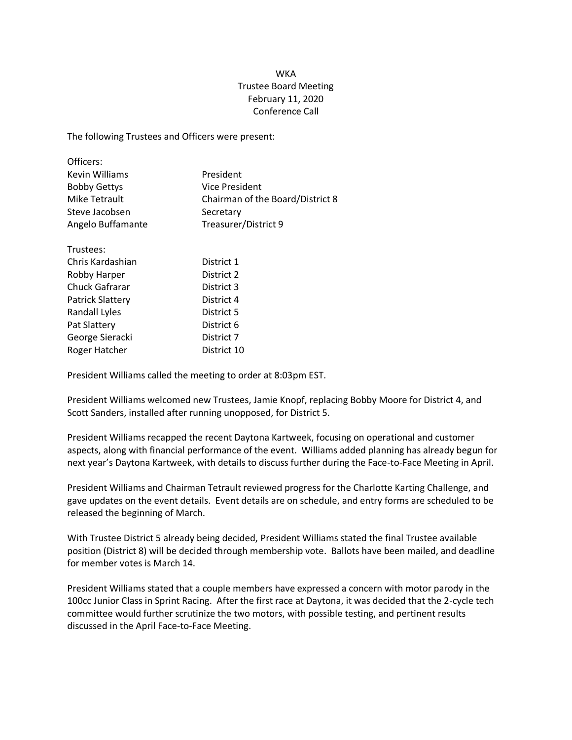WKA
Trustee Board Meeting
February 11, 2020
Conference Call

The following Trustees and Officers were present:

| Officers: | |
|---|---|
| Kevin Williams | President |
| Bobby Gettys | Vice President |
| Mike Tetrault | Chairman of the Board/District 8 |
| Steve Jacobsen | Secretary |
| Angelo Buffamante | Treasurer/District 9 |

| Trustees: | |
|---|---|
| Chris Kardashian | District 1 |
| Robby Harper | District 2 |
| Chuck Gafrarar | District 3 |
| Patrick Slattery | District 4 |
| Randall Lyles | District 5 |
| Pat Slattery | District 6 |
| George Sieracki | District 7 |
| Roger Hatcher | District 10 |

President Williams called the meeting to order at 8:03pm EST.

President Williams welcomed new Trustees, Jamie Knopf, replacing Bobby Moore for District 4, and Scott Sanders, installed after running unopposed, for District 5.

President Williams recapped the recent Daytona Kartweek, focusing on operational and customer aspects, along with financial performance of the event. Williams added planning has already begun for next year's Daytona Kartweek, with details to discuss further during the Face-to-Face Meeting in April.

President Williams and Chairman Tetrault reviewed progress for the Charlotte Karting Challenge, and gave updates on the event details. Event details are on schedule, and entry forms are scheduled to be released the beginning of March.

With Trustee District 5 already being decided, President Williams stated the final Trustee available position (District 8) will be decided through membership vote. Ballots have been mailed, and deadline for member votes is March 14.

President Williams stated that a couple members have expressed a concern with motor parody in the 100cc Junior Class in Sprint Racing. After the first race at Daytona, it was decided that the 2-cycle tech committee would further scrutinize the two motors, with possible testing, and pertinent results discussed in the April Face-to-Face Meeting.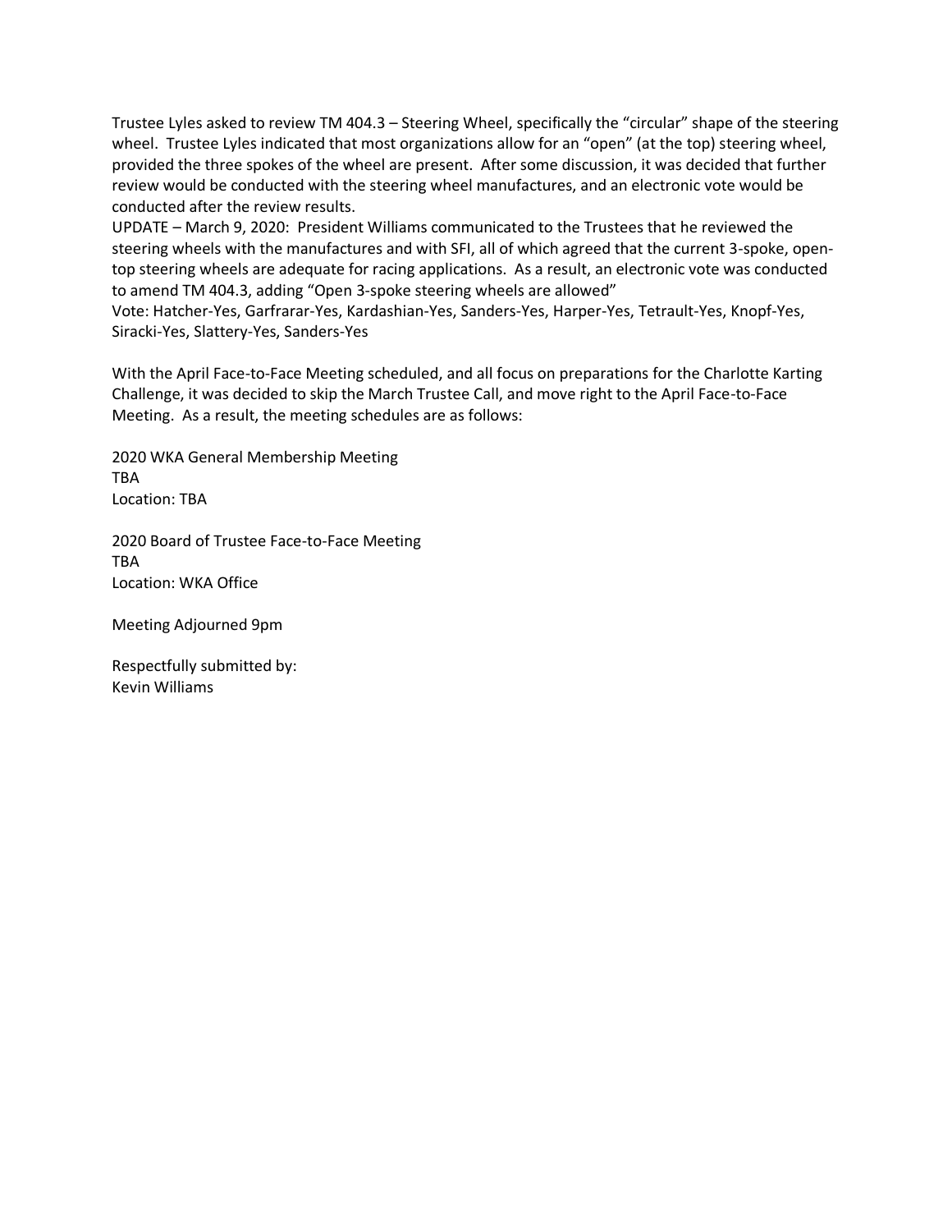Trustee Lyles asked to review TM 404.3 – Steering Wheel, specifically the "circular" shape of the steering wheel. Trustee Lyles indicated that most organizations allow for an "open" (at the top) steering wheel, provided the three spokes of the wheel are present. After some discussion, it was decided that further review would be conducted with the steering wheel manufactures, and an electronic vote would be conducted after the review results.

UPDATE – March 9, 2020: President Williams communicated to the Trustees that he reviewed the steering wheels with the manufactures and with SFI, all of which agreed that the current 3-spoke, open-top steering wheels are adequate for racing applications. As a result, an electronic vote was conducted to amend TM 404.3, adding "Open 3-spoke steering wheels are allowed"

Vote: Hatcher-Yes, Garfrarar-Yes, Kardashian-Yes, Sanders-Yes, Harper-Yes, Tetrault-Yes, Knopf-Yes, Siracki-Yes, Slattery-Yes, Sanders-Yes

With the April Face-to-Face Meeting scheduled, and all focus on preparations for the Charlotte Karting Challenge, it was decided to skip the March Trustee Call, and move right to the April Face-to-Face Meeting. As a result, the meeting schedules are as follows:

2020 WKA General Membership Meeting
TBA
Location: TBA

2020 Board of Trustee Face-to-Face Meeting
TBA
Location: WKA Office

Meeting Adjourned 9pm

Respectfully submitted by:
Kevin Williams